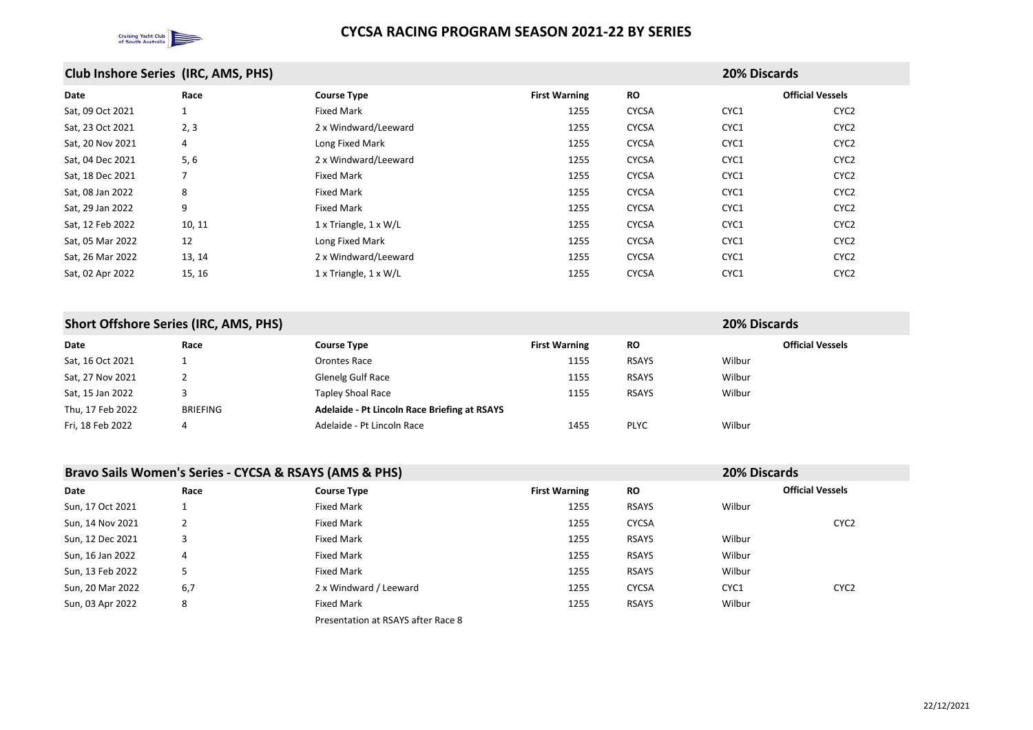# CYCSA RACING PROGRAM SEASON 2021-22 BY SERIES

## Club Inshore Series (IRC, AMS, PHS)

**20% Discards**

| Date | Race | Course Type | First Warning | RO | Official Vessels | |
|---|---|---|---|---|---|---|
| Sat, 09 Oct 2021 | 1 | Fixed Mark | 1255 | CYCSA | CYC1 | CYC2 |
| Sat, 23 Oct 2021 | 2, 3 | 2 x Windward/Leeward | 1255 | CYCSA | CYC1 | CYC2 |
| Sat, 20 Nov 2021 | 4 | Long Fixed Mark | 1255 | CYCSA | CYC1 | CYC2 |
| Sat, 04 Dec 2021 | 5, 6 | 2 x Windward/Leeward | 1255 | CYCSA | CYC1 | CYC2 |
| Sat, 18 Dec 2021 | 7 | Fixed Mark | 1255 | CYCSA | CYC1 | CYC2 |
| Sat, 08 Jan 2022 | 8 | Fixed Mark | 1255 | CYCSA | CYC1 | CYC2 |
| Sat, 29 Jan 2022 | 9 | Fixed Mark | 1255 | CYCSA | CYC1 | CYC2 |
| Sat, 12 Feb 2022 | 10, 11 | 1 x Triangle, 1 x W/L | 1255 | CYCSA | CYC1 | CYC2 |
| Sat, 05 Mar 2022 | 12 | Long Fixed Mark | 1255 | CYCSA | CYC1 | CYC2 |
| Sat, 26 Mar 2022 | 13, 14 | 2 x Windward/Leeward | 1255 | CYCSA | CYC1 | CYC2 |
| Sat, 02 Apr 2022 | 15, 16 | 1 x Triangle, 1 x W/L | 1255 | CYCSA | CYC1 | CYC2 |

## Short Offshore Series (IRC, AMS, PHS)

**20% Discards**

| Date | Race | Course Type | First Warning | RO | Official Vessels | |
|---|---|---|---|---|---|---|
| Sat, 16 Oct 2021 | 1 | Orontes Race | 1155 | RSAYS | Wilbur | |
| Sat, 27 Nov 2021 | 2 | Glenelg Gulf Race | 1155 | RSAYS | Wilbur | |
| Sat, 15 Jan 2022 | 3 | Tapley Shoal Race | 1155 | RSAYS | Wilbur | |
| Thu, 17 Feb 2022 | BRIEFING | **Adelaide - Pt Lincoln Race Briefing at RSAYS** | | | | |
| Fri, 18 Feb 2022 | 4 | Adelaide - Pt Lincoln Race | 1455 | PLYC | Wilbur | |

## Bravo Sails Women's Series - CYCSA & RSAYS (AMS & PHS)

**20% Discards**

| Date | Race | Course Type | First Warning | RO | Official Vessels | |
|---|---|---|---|---|---|---|
| Sun, 17 Oct 2021 | 1 | Fixed Mark | 1255 | RSAYS | Wilbur | |
| Sun, 14 Nov 2021 | 2 | Fixed Mark | 1255 | CYCSA | | CYC2 |
| Sun, 12 Dec 2021 | 3 | Fixed Mark | 1255 | RSAYS | Wilbur | |
| Sun, 16 Jan 2022 | 4 | Fixed Mark | 1255 | RSAYS | Wilbur | |
| Sun, 13 Feb 2022 | 5 | Fixed Mark | 1255 | RSAYS | Wilbur | |
| Sun, 20 Mar 2022 | 6,7 | 2 x Windward / Leeward | 1255 | CYCSA | CYC1 | CYC2 |
| Sun, 03 Apr 2022 | 8 | Fixed Mark | 1255 | RSAYS | Wilbur | |
| | | Presentation at RSAYS after Race 8 | | | | |

22/12/2021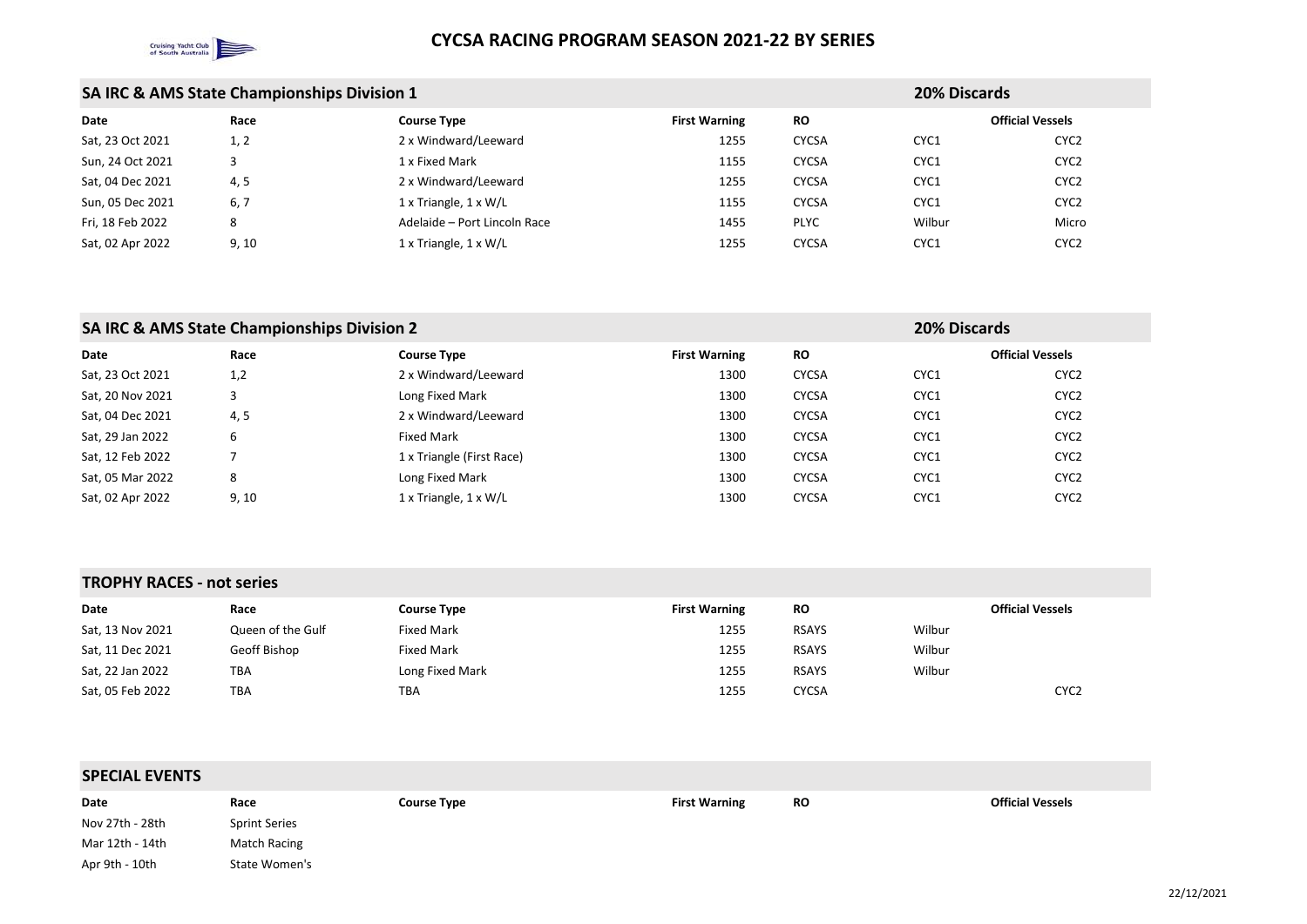# CYCSA RACING PROGRAM SEASON 2021-22 BY SERIES

## SA IRC & AMS State Championships Division 1

**20% Discards**

| Date | Race | Course Type | First Warning | RO | Official Vessels | |
|---|---|---|---|---|---|---|
| Sat, 23 Oct 2021 | 1, 2 | 2 x Windward/Leeward | 1255 | CYCSA | CYC1 | CYC2 |
| Sun, 24 Oct 2021 | 3 | 1 x Fixed Mark | 1155 | CYCSA | CYC1 | CYC2 |
| Sat, 04 Dec 2021 | 4, 5 | 2 x Windward/Leeward | 1255 | CYCSA | CYC1 | CYC2 |
| Sun, 05 Dec 2021 | 6, 7 | 1 x Triangle, 1 x W/L | 1155 | CYCSA | CYC1 | CYC2 |
| Fri, 18 Feb 2022 | 8 | Adelaide – Port Lincoln Race | 1455 | PLYC | Wilbur | Micro |
| Sat, 02 Apr 2022 | 9, 10 | 1 x Triangle, 1 x W/L | 1255 | CYCSA | CYC1 | CYC2 |

## SA IRC & AMS State Championships Division 2

**20% Discards**

| Date | Race | Course Type | First Warning | RO | Official Vessels | |
|---|---|---|---|---|---|---|
| Sat, 23 Oct 2021 | 1,2 | 2 x Windward/Leeward | 1300 | CYCSA | CYC1 | CYC2 |
| Sat, 20 Nov 2021 | 3 | Long Fixed Mark | 1300 | CYCSA | CYC1 | CYC2 |
| Sat, 04 Dec 2021 | 4, 5 | 2 x Windward/Leeward | 1300 | CYCSA | CYC1 | CYC2 |
| Sat, 29 Jan 2022 | 6 | Fixed Mark | 1300 | CYCSA | CYC1 | CYC2 |
| Sat, 12 Feb 2022 | 7 | 1 x Triangle (First Race) | 1300 | CYCSA | CYC1 | CYC2 |
| Sat, 05 Mar 2022 | 8 | Long Fixed Mark | 1300 | CYCSA | CYC1 | CYC2 |
| Sat, 02 Apr 2022 | 9, 10 | 1 x Triangle, 1 x W/L | 1300 | CYCSA | CYC1 | CYC2 |

## TROPHY RACES - not series

| Date | Race | Course Type | First Warning | RO | Official Vessels | |
|---|---|---|---|---|---|---|
| Sat, 13 Nov 2021 | Queen of the Gulf | Fixed Mark | 1255 | RSAYS | Wilbur | |
| Sat, 11 Dec 2021 | Geoff Bishop | Fixed Mark | 1255 | RSAYS | Wilbur | |
| Sat, 22 Jan 2022 | TBA | Long Fixed Mark | 1255 | RSAYS | Wilbur | |
| Sat, 05 Feb 2022 | TBA | TBA | 1255 | CYCSA | | CYC2 |

## SPECIAL EVENTS

| Date | Race | Course Type | First Warning | RO | Official Vessels |
|---|---|---|---|---|---|
| Nov 27th - 28th | Sprint Series | | | | |
| Mar 12th - 14th | Match Racing | | | | |
| Apr 9th - 10th | State Women's | | | | |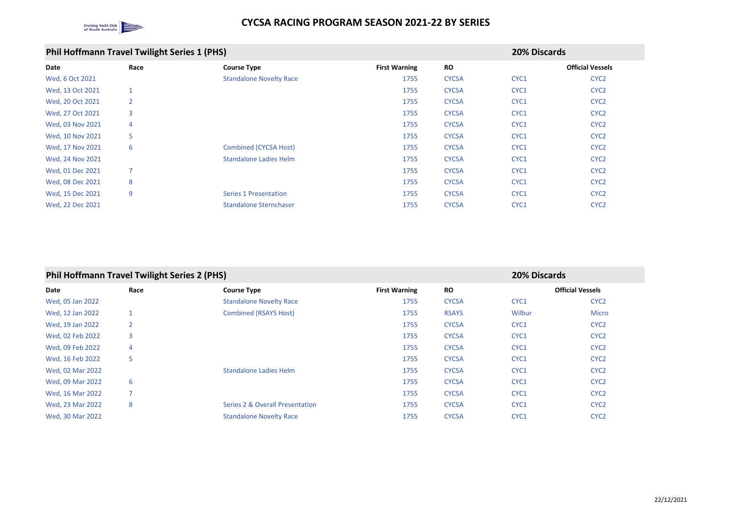# CYCSA RACING PROGRAM SEASON 2021-22 BY SERIES

## Phil Hoffmann Travel Twilight Series 1 (PHS)

**20% Discards**

| Date | Race | Course Type | First Warning | RO | Official Vessels | |
|---|---|---|---|---|---|---|
| Wed, 6 Oct 2021 | | Standalone Novelty Race | 1755 | CYCSA | CYC1 | CYC2 |
| Wed, 13 Oct 2021 | 1 | | 1755 | CYCSA | CYC1 | CYC2 |
| Wed, 20 Oct 2021 | 2 | | 1755 | CYCSA | CYC1 | CYC2 |
| Wed, 27 Oct 2021 | 3 | | 1755 | CYCSA | CYC1 | CYC2 |
| Wed, 03 Nov 2021 | 4 | | 1755 | CYCSA | CYC1 | CYC2 |
| Wed, 10 Nov 2021 | 5 | | 1755 | CYCSA | CYC1 | CYC2 |
| Wed, 17 Nov 2021 | 6 | Combined (CYCSA Host) | 1755 | CYCSA | CYC1 | CYC2 |
| Wed, 24 Nov 2021 | | Standalone Ladies Helm | 1755 | CYCSA | CYC1 | CYC2 |
| Wed, 01 Dec 2021 | 7 | | 1755 | CYCSA | CYC1 | CYC2 |
| Wed, 08 Dec 2021 | 8 | | 1755 | CYCSA | CYC1 | CYC2 |
| Wed, 15 Dec 2021 | 9 | Series 1 Presentation | 1755 | CYCSA | CYC1 | CYC2 |
| Wed, 22 Dec 2021 | | Standalone Sternchaser | 1755 | CYCSA | CYC1 | CYC2 |

## Phil Hoffmann Travel Twilight Series 2 (PHS)

**20% Discards**

| Date | Race | Course Type | First Warning | RO | Official Vessels | |
|---|---|---|---|---|---|---|
| Wed, 05 Jan 2022 | | Standalone Novelty Race | 1755 | CYCSA | CYC1 | CYC2 |
| Wed, 12 Jan 2022 | 1 | Combined (RSAYS Host) | 1755 | RSAYS | Wilbur | Micro |
| Wed, 19 Jan 2022 | 2 | | 1755 | CYCSA | CYC1 | CYC2 |
| Wed, 02 Feb 2022 | 3 | | 1755 | CYCSA | CYC1 | CYC2 |
| Wed, 09 Feb 2022 | 4 | | 1755 | CYCSA | CYC1 | CYC2 |
| Wed, 16 Feb 2022 | 5 | | 1755 | CYCSA | CYC1 | CYC2 |
| Wed, 02 Mar 2022 | | Standalone Ladies Helm | 1755 | CYCSA | CYC1 | CYC2 |
| Wed, 09 Mar 2022 | 6 | | 1755 | CYCSA | CYC1 | CYC2 |
| Wed, 16 Mar 2022 | 7 | | 1755 | CYCSA | CYC1 | CYC2 |
| Wed, 23 Mar 2022 | 8 | Series 2 & Overall Presentation | 1755 | CYCSA | CYC1 | CYC2 |
| Wed, 30 Mar 2022 | | Standalone Novelty Race | 1755 | CYCSA | CYC1 | CYC2 |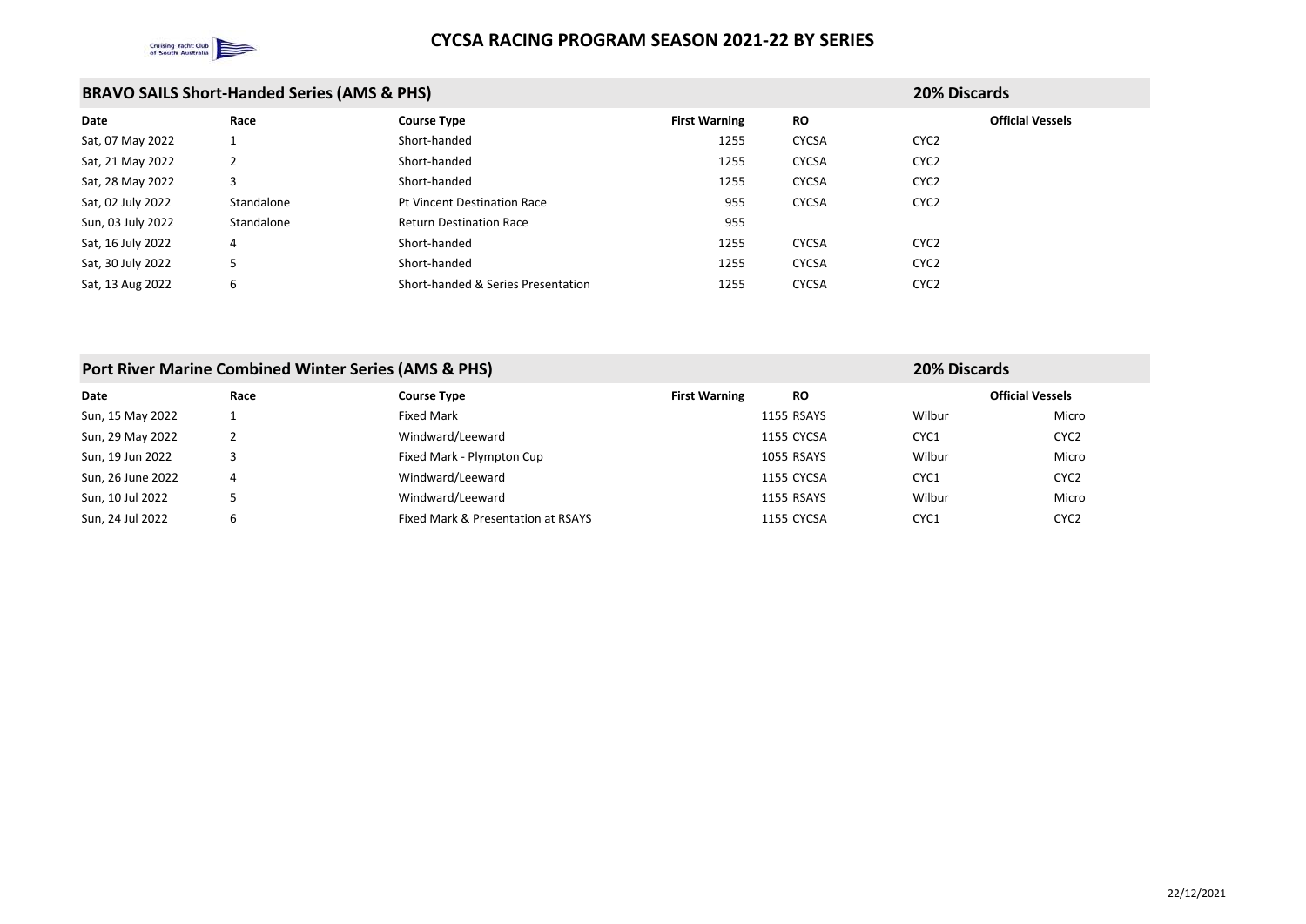# CYCSA RACING PROGRAM SEASON 2021-22 BY SERIES

## BRAVO SAILS Short-Handed Series (AMS & PHS)

**20% Discards**

| Date | Race | Course Type | First Warning | RO | Official Vessels | |
|---|---|---|---|---|---|---|
| Sat, 07 May 2022 | 1 | Short-handed | 1255 | CYCSA | CYC2 | |
| Sat, 21 May 2022 | 2 | Short-handed | 1255 | CYCSA | CYC2 | |
| Sat, 28 May 2022 | 3 | Short-handed | 1255 | CYCSA | CYC2 | |
| Sat, 02 July 2022 | Standalone | Pt Vincent Destination Race | 955 | CYCSA | CYC2 | |
| Sun, 03 July 2022 | Standalone | Return Destination Race | 955 | | | |
| Sat, 16 July 2022 | 4 | Short-handed | 1255 | CYCSA | CYC2 | |
| Sat, 30 July 2022 | 5 | Short-handed | 1255 | CYCSA | CYC2 | |
| Sat, 13 Aug 2022 | 6 | Short-handed & Series Presentation | 1255 | CYCSA | CYC2 | |

## Port River Marine Combined Winter Series (AMS & PHS)

**20% Discards**

| Date | Race | Course Type | First Warning | RO | Official Vessels | |
|---|---|---|---|---|---|---|
| Sun, 15 May 2022 | 1 | Fixed Mark | 1155 | RSAYS | Wilbur | Micro |
| Sun, 29 May 2022 | 2 | Windward/Leeward | 1155 | CYCSA | CYC1 | CYC2 |
| Sun, 19 Jun 2022 | 3 | Fixed Mark - Plympton Cup | 1055 | RSAYS | Wilbur | Micro |
| Sun, 26 June 2022 | 4 | Windward/Leeward | 1155 | CYCSA | CYC1 | CYC2 |
| Sun, 10 Jul 2022 | 5 | Windward/Leeward | 1155 | RSAYS | Wilbur | Micro |
| Sun, 24 Jul 2022 | 6 | Fixed Mark & Presentation at RSAYS | 1155 | CYCSA | CYC1 | CYC2 |

22/12/2021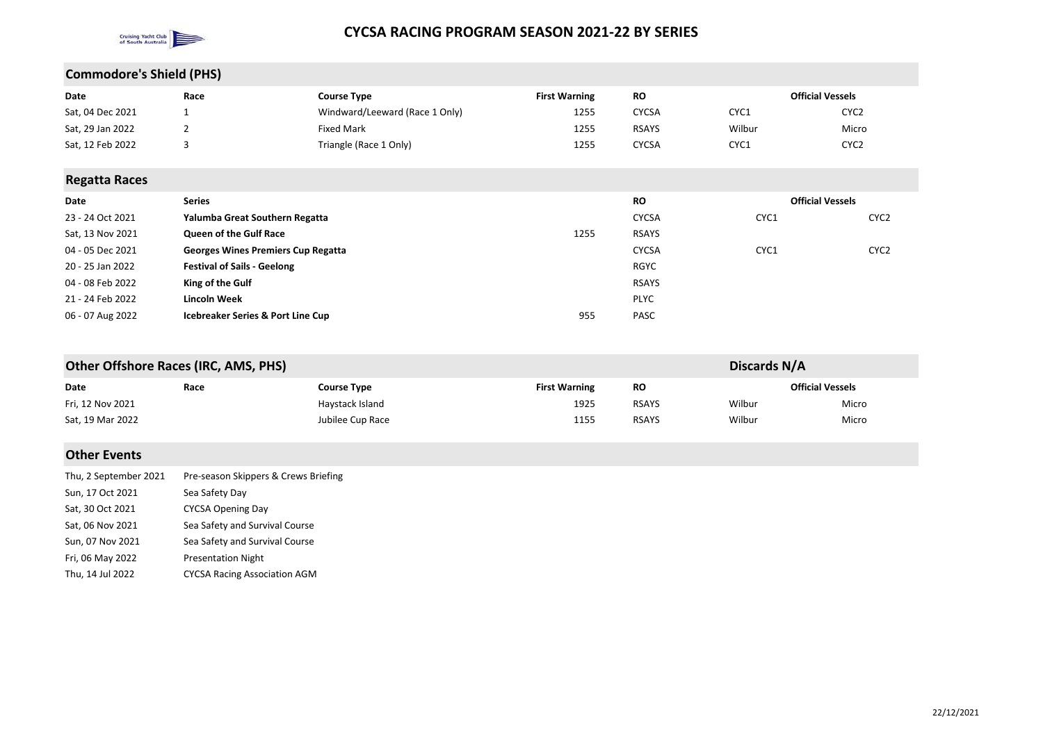# CYCSA RACING PROGRAM SEASON 2021-22 BY SERIES

## Commodore's Shield (PHS)

| Date | Race | Course Type | First Warning | RO | Official Vessels | |
|---|---|---|---|---|---|---|
| Sat, 04 Dec 2021 | 1 | Windward/Leeward (Race 1 Only) | 1255 | CYCSA | CYC1 | CYC2 |
| Sat, 29 Jan 2022 | 2 | Fixed Mark | 1255 | RSAYS | Wilbur | Micro |
| Sat, 12 Feb 2022 | 3 | Triangle (Race 1 Only) | 1255 | CYCSA | CYC1 | CYC2 |

## Regatta Races

| Date | Series | | RO | Official Vessels | |
|---|---|---|---|---|---|
| 23 - 24 Oct 2021 | **Yalumba Great Southern Regatta** | | CYCSA | CYC1 | CYC2 |
| Sat, 13 Nov 2021 | **Queen of the Gulf Race** | 1255 | RSAYS | | |
| 04 - 05 Dec 2021 | **Georges Wines Premiers Cup Regatta** | | CYCSA | CYC1 | CYC2 |
| 20 - 25 Jan 2022 | **Festival of Sails - Geelong** | | RGYC | | |
| 04 - 08 Feb 2022 | **King of the Gulf** | | RSAYS | | |
| 21 - 24 Feb 2022 | **Lincoln Week** | | PLYC | | |
| 06 - 07 Aug 2022 | **Icebreaker Series & Port Line Cup** | 955 | PASC | | |

## Other Offshore Races (IRC, AMS, PHS)

**Discards N/A**

| Date | Race | Course Type | First Warning | RO | Official Vessels | |
|---|---|---|---|---|---|---|
| Fri, 12 Nov 2021 | | Haystack Island | 1925 | RSAYS | Wilbur | Micro |
| Sat, 19 Mar 2022 | | Jubilee Cup Race | 1155 | RSAYS | Wilbur | Micro |

## Other Events

| | |
|---|---|
| Thu, 2 September 2021 | Pre-season Skippers & Crews Briefing |
| Sun, 17 Oct 2021 | Sea Safety Day |
| Sat, 30 Oct 2021 | CYCSA Opening Day |
| Sat, 06 Nov 2021 | Sea Safety and Survival Course |
| Sun, 07 Nov 2021 | Sea Safety and Survival Course |
| Fri, 06 May 2022 | Presentation Night |
| Thu, 14 Jul 2022 | CYCSA Racing Association AGM |

22/12/2021